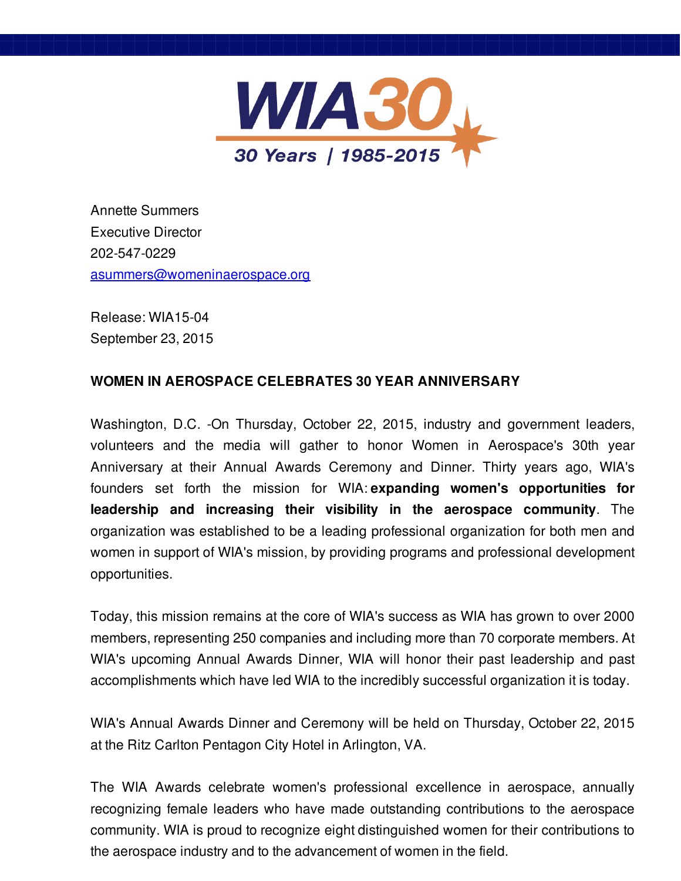WIA30

30 Years | 1985-2015

Annette Summers
Executive Director
202-547-0229
asummers@womeninaerospace.org

Release: WIA15-04
September 23, 2015

**WOMEN IN AEROSPACE CELEBRATES 30 YEAR ANNIVERSARY**

Washington, D.C. -On Thursday, October 22, 2015, industry and government leaders, volunteers and the media will gather to honor Women in Aerospace's 30th year Anniversary at their Annual Awards Ceremony and Dinner. Thirty years ago, WIA's founders set forth the mission for WIA: **expanding women's opportunities for leadership and increasing their visibility in the aerospace community**. The organization was established to be a leading professional organization for both men and women in support of WIA's mission, by providing programs and professional development opportunities.

Today, this mission remains at the core of WIA's success as WIA has grown to over 2000 members, representing 250 companies and including more than 70 corporate members. At WIA's upcoming Annual Awards Dinner, WIA will honor their past leadership and past accomplishments which have led WIA to the incredibly successful organization it is today.

WIA's Annual Awards Dinner and Ceremony will be held on Thursday, October 22, 2015 at the Ritz Carlton Pentagon City Hotel in Arlington, VA.

The WIA Awards celebrate women's professional excellence in aerospace, annually recognizing female leaders who have made outstanding contributions to the aerospace community. WIA is proud to recognize eight distinguished women for their contributions to the aerospace industry and to the advancement of women in the field.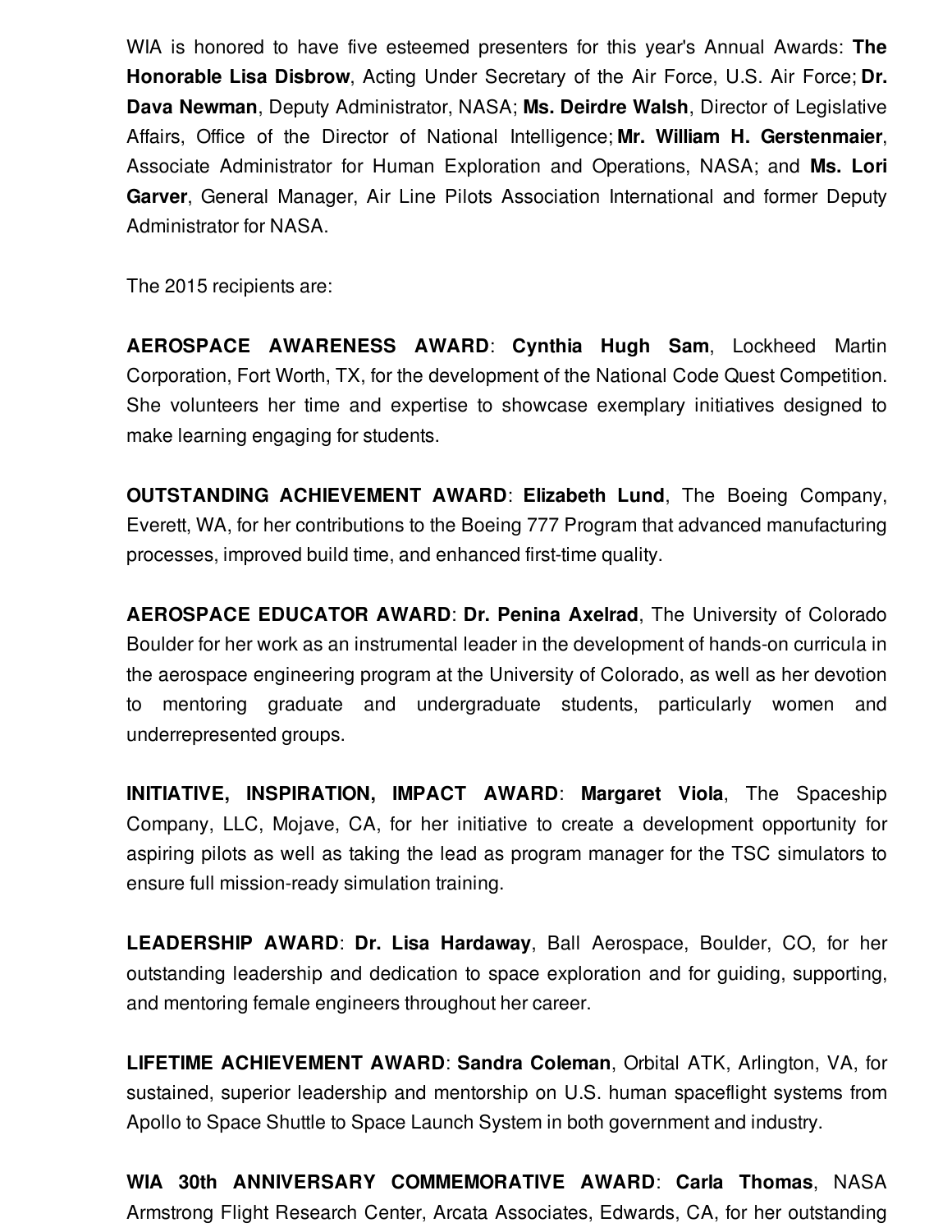WIA is honored to have five esteemed presenters for this year's Annual Awards: **The Honorable Lisa Disbrow**, Acting Under Secretary of the Air Force, U.S. Air Force; **Dr. Dava Newman**, Deputy Administrator, NASA; **Ms. Deirdre Walsh**, Director of Legislative Affairs, Office of the Director of National Intelligence; **Mr. William H. Gerstenmaier**, Associate Administrator for Human Exploration and Operations, NASA; and **Ms. Lori Garver**, General Manager, Air Line Pilots Association International and former Deputy Administrator for NASA.

The 2015 recipients are:

**AEROSPACE AWARENESS AWARD**: **Cynthia Hugh Sam**, Lockheed Martin Corporation, Fort Worth, TX, for the development of the National Code Quest Competition. She volunteers her time and expertise to showcase exemplary initiatives designed to make learning engaging for students.

**OUTSTANDING ACHIEVEMENT AWARD**: **Elizabeth Lund**, The Boeing Company, Everett, WA, for her contributions to the Boeing 777 Program that advanced manufacturing processes, improved build time, and enhanced first-time quality.

**AEROSPACE EDUCATOR AWARD**: **Dr. Penina Axelrad**, The University of Colorado Boulder for her work as an instrumental leader in the development of hands-on curricula in the aerospace engineering program at the University of Colorado, as well as her devotion to mentoring graduate and undergraduate students, particularly women and underrepresented groups.

**INITIATIVE, INSPIRATION, IMPACT AWARD**: **Margaret Viola**, The Spaceship Company, LLC, Mojave, CA, for her initiative to create a development opportunity for aspiring pilots as well as taking the lead as program manager for the TSC simulators to ensure full mission-ready simulation training.

**LEADERSHIP AWARD**: **Dr. Lisa Hardaway**, Ball Aerospace, Boulder, CO, for her outstanding leadership and dedication to space exploration and for guiding, supporting, and mentoring female engineers throughout her career.

**LIFETIME ACHIEVEMENT AWARD**: **Sandra Coleman**, Orbital ATK, Arlington, VA, for sustained, superior leadership and mentorship on U.S. human spaceflight systems from Apollo to Space Shuttle to Space Launch System in both government and industry.

**WIA 30th ANNIVERSARY COMMEMORATIVE AWARD**: **Carla Thomas**, NASA Armstrong Flight Research Center, Arcata Associates, Edwards, CA, for her outstanding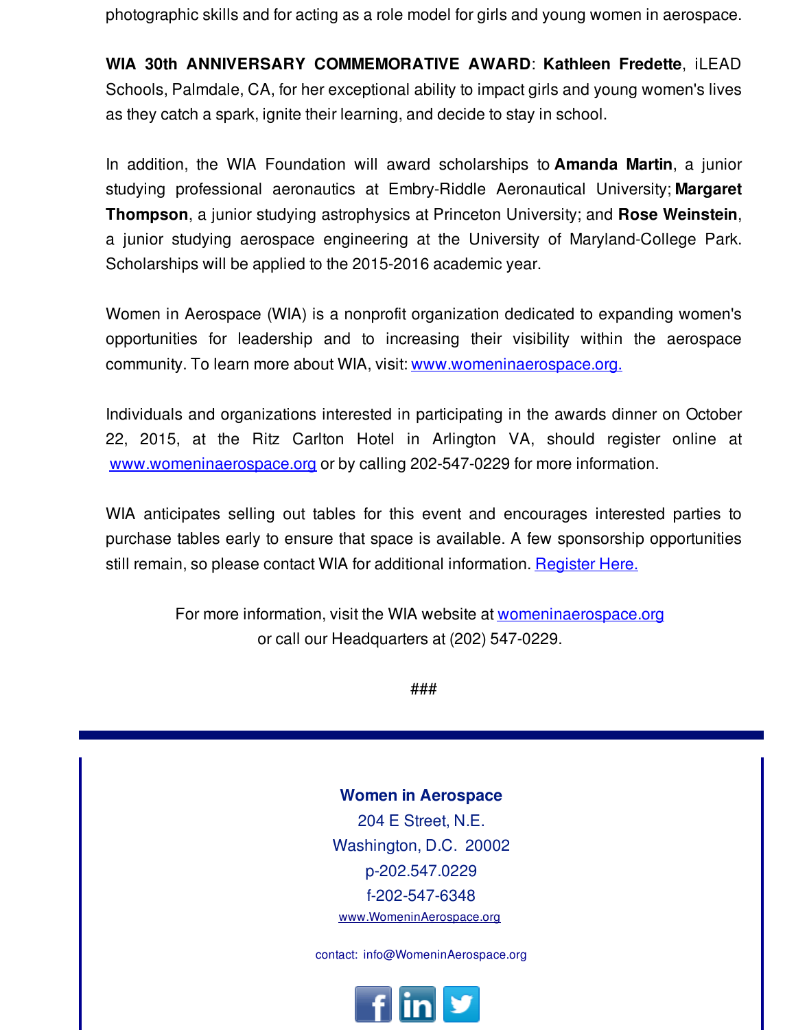photographic skills and for acting as a role model for girls and young women in aerospace.

**WIA 30th ANNIVERSARY COMMEMORATIVE AWARD**: **Kathleen Fredette**, iLEAD Schools, Palmdale, CA, for her exceptional ability to impact girls and young women's lives as they catch a spark, ignite their learning, and decide to stay in school.

In addition, the WIA Foundation will award scholarships to **Amanda Martin**, a junior studying professional aeronautics at Embry-Riddle Aeronautical University; **Margaret Thompson**, a junior studying astrophysics at Princeton University; and **Rose Weinstein**, a junior studying aerospace engineering at the University of Maryland-College Park. Scholarships will be applied to the 2015-2016 academic year.

Women in Aerospace (WIA) is a nonprofit organization dedicated to expanding women's opportunities for leadership and to increasing their visibility within the aerospace community. To learn more about WIA, visit: [www.womeninaerospace.org.](http://www.womeninaerospace.org)

Individuals and organizations interested in participating in the awards dinner on October 22, 2015, at the Ritz Carlton Hotel in Arlington VA, should register online at [www.womeninaerospace.org](http://www.womeninaerospace.org) or by calling 202-547-0229 for more information.

WIA anticipates selling out tables for this event and encourages interested parties to purchase tables early to ensure that space is available. A few sponsorship opportunities still remain, so please contact WIA for additional information. Register Here.

For more information, visit the WIA website at [womeninaerospace.org](http://womeninaerospace.org)
or call our Headquarters at (202) 547-0229.

###

---

**Women in Aerospace**
204 E Street, N.E.
Washington, D.C. 20002
p-202.547.0229
f-202-547-6348
[www.WomeninAerospace.org](http://www.WomeninAerospace.org)

contact: info@WomeninAerospace.org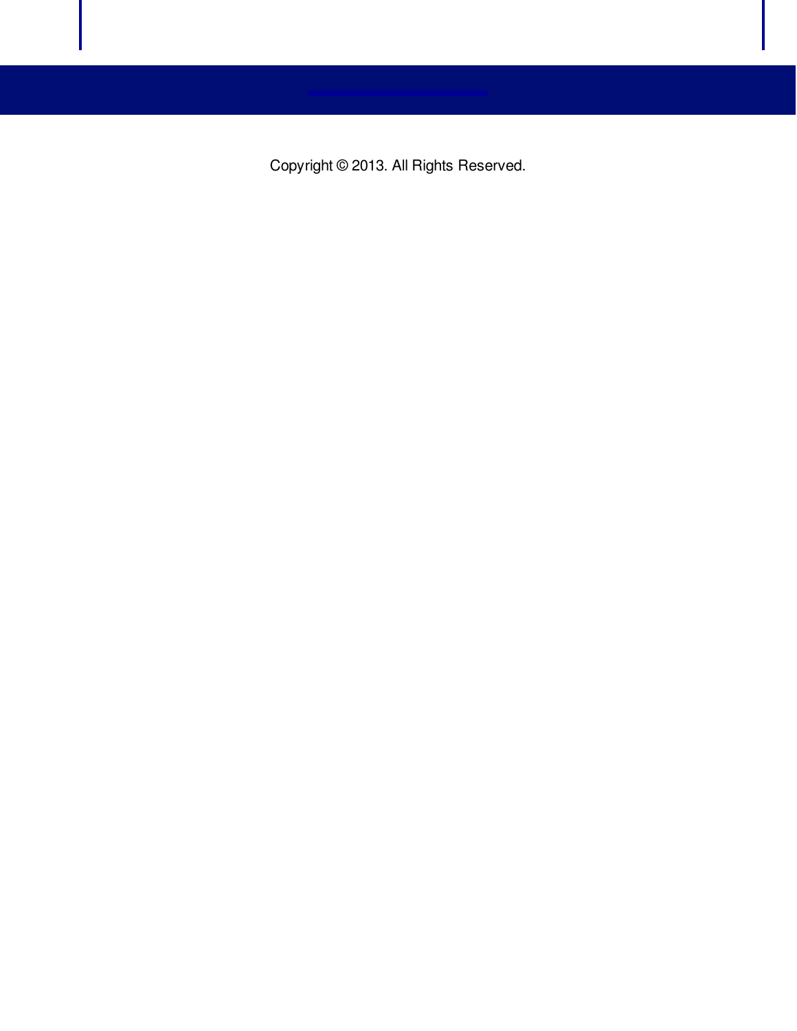Copyright © 2013. All Rights Reserved.